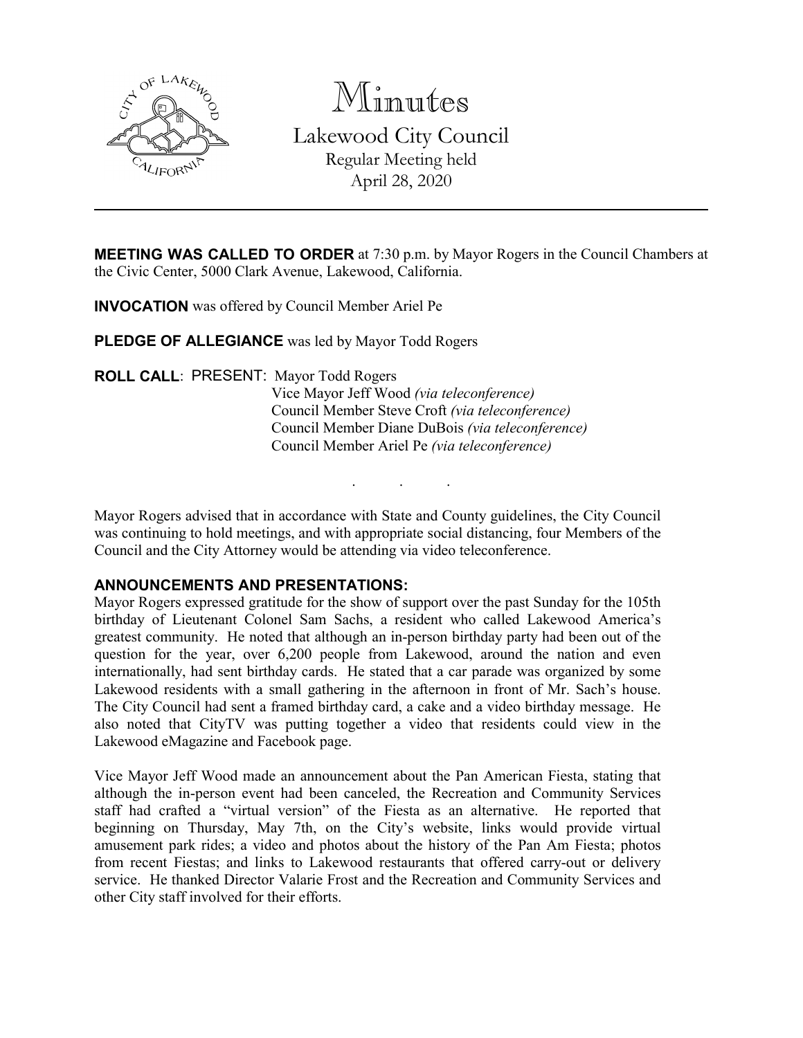# Minutes

## Lakewood City Council

Regular Meeting held
April 28, 2020

---

**MEETING WAS CALLED TO ORDER** at 7:30 p.m. by Mayor Rogers in the Council Chambers at the Civic Center, 5000 Clark Avenue, Lakewood, California.

**INVOCATION** was offered by Council Member Ariel Pe

**PLEDGE OF ALLEGIANCE** was led by Mayor Todd Rogers

**ROLL CALL**: PRESENT: Mayor Todd Rogers
Vice Mayor Jeff Wood *(via teleconference)*
Council Member Steve Croft *(via teleconference)*
Council Member Diane DuBois *(via teleconference)*
Council Member Ariel Pe *(via teleconference)*

. . .

Mayor Rogers advised that in accordance with State and County guidelines, the City Council was continuing to hold meetings, and with appropriate social distancing, four Members of the Council and the City Attorney would be attending via video teleconference.

**ANNOUNCEMENTS AND PRESENTATIONS:**

Mayor Rogers expressed gratitude for the show of support over the past Sunday for the 105th birthday of Lieutenant Colonel Sam Sachs, a resident who called Lakewood America's greatest community. He noted that although an in-person birthday party had been out of the question for the year, over 6,200 people from Lakewood, around the nation and even internationally, had sent birthday cards. He stated that a car parade was organized by some Lakewood residents with a small gathering in the afternoon in front of Mr. Sach's house. The City Council had sent a framed birthday card, a cake and a video birthday message. He also noted that CityTV was putting together a video that residents could view in the Lakewood eMagazine and Facebook page.

Vice Mayor Jeff Wood made an announcement about the Pan American Fiesta, stating that although the in-person event had been canceled, the Recreation and Community Services staff had crafted a "virtual version" of the Fiesta as an alternative. He reported that beginning on Thursday, May 7th, on the City's website, links would provide virtual amusement park rides; a video and photos about the history of the Pan Am Fiesta; photos from recent Fiestas; and links to Lakewood restaurants that offered carry-out or delivery service. He thanked Director Valarie Frost and the Recreation and Community Services and other City staff involved for their efforts.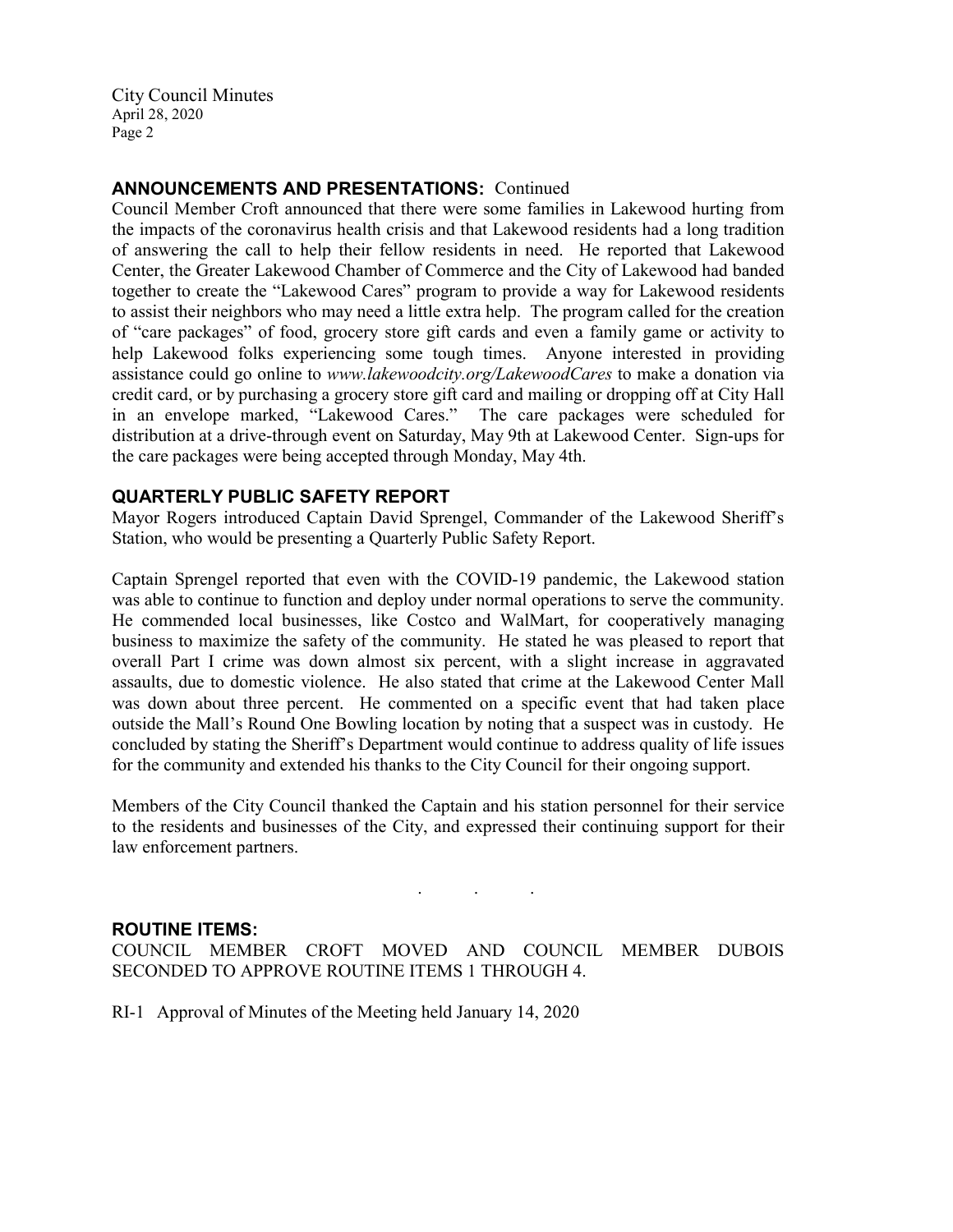## ANNOUNCEMENTS AND PRESENTATIONS: Continued

Council Member Croft announced that there were some families in Lakewood hurting from the impacts of the coronavirus health crisis and that Lakewood residents had a long tradition of answering the call to help their fellow residents in need. He reported that Lakewood Center, the Greater Lakewood Chamber of Commerce and the City of Lakewood had banded together to create the "Lakewood Cares" program to provide a way for Lakewood residents to assist their neighbors who may need a little extra help. The program called for the creation of "care packages" of food, grocery store gift cards and even a family game or activity to help Lakewood folks experiencing some tough times. Anyone interested in providing assistance could go online to *www.lakewoodcity.org/LakewoodCares* to make a donation via credit card, or by purchasing a grocery store gift card and mailing or dropping off at City Hall in an envelope marked, "Lakewood Cares." The care packages were scheduled for distribution at a drive-through event on Saturday, May 9th at Lakewood Center. Sign-ups for the care packages were being accepted through Monday, May 4th.

## QUARTERLY PUBLIC SAFETY REPORT

Mayor Rogers introduced Captain David Sprengel, Commander of the Lakewood Sheriff's Station, who would be presenting a Quarterly Public Safety Report.

Captain Sprengel reported that even with the COVID-19 pandemic, the Lakewood station was able to continue to function and deploy under normal operations to serve the community. He commended local businesses, like Costco and WalMart, for cooperatively managing business to maximize the safety of the community. He stated he was pleased to report that overall Part I crime was down almost six percent, with a slight increase in aggravated assaults, due to domestic violence. He also stated that crime at the Lakewood Center Mall was down about three percent. He commented on a specific event that had taken place outside the Mall's Round One Bowling location by noting that a suspect was in custody. He concluded by stating the Sheriff's Department would continue to address quality of life issues for the community and extended his thanks to the City Council for their ongoing support.

Members of the City Council thanked the Captain and his station personnel for their service to the residents and businesses of the City, and expressed their continuing support for their law enforcement partners.

. . .

## ROUTINE ITEMS:

COUNCIL MEMBER CROFT MOVED AND COUNCIL MEMBER DUBOIS SECONDED TO APPROVE ROUTINE ITEMS 1 THROUGH 4.

RI-1 Approval of Minutes of the Meeting held January 14, 2020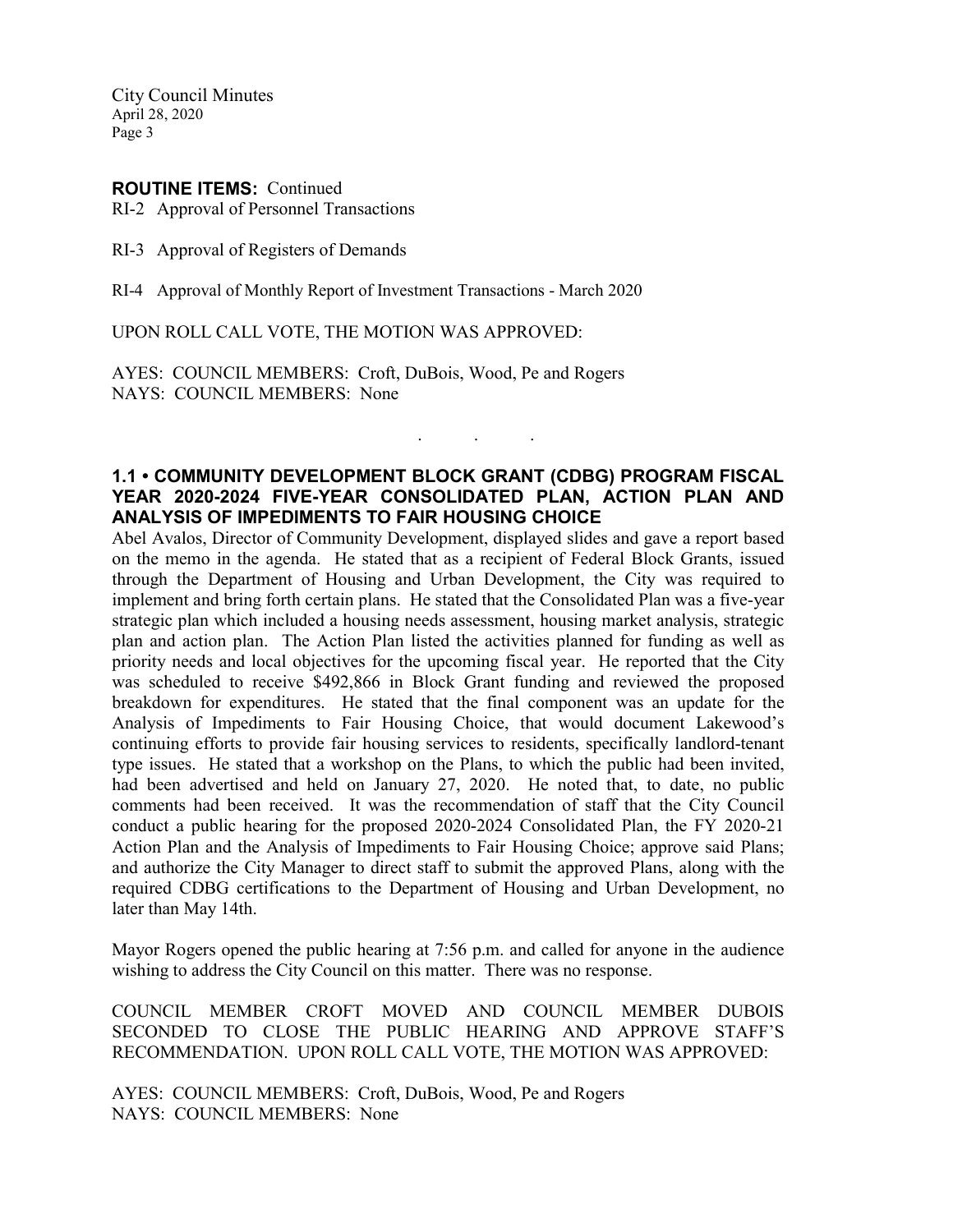**ROUTINE ITEMS:** Continued

RI-2 Approval of Personnel Transactions

RI-3 Approval of Registers of Demands

RI-4 Approval of Monthly Report of Investment Transactions - March 2020

UPON ROLL CALL VOTE, THE MOTION WAS APPROVED:

AYES: COUNCIL MEMBERS: Croft, DuBois, Wood, Pe and Rogers
NAYS: COUNCIL MEMBERS: None

. . .

**1.1 • COMMUNITY DEVELOPMENT BLOCK GRANT (CDBG) PROGRAM FISCAL YEAR 2020-2024 FIVE-YEAR CONSOLIDATED PLAN, ACTION PLAN AND ANALYSIS OF IMPEDIMENTS TO FAIR HOUSING CHOICE**

Abel Avalos, Director of Community Development, displayed slides and gave a report based on the memo in the agenda. He stated that as a recipient of Federal Block Grants, issued through the Department of Housing and Urban Development, the City was required to implement and bring forth certain plans. He stated that the Consolidated Plan was a five-year strategic plan which included a housing needs assessment, housing market analysis, strategic plan and action plan. The Action Plan listed the activities planned for funding as well as priority needs and local objectives for the upcoming fiscal year. He reported that the City was scheduled to receive $492,866 in Block Grant funding and reviewed the proposed breakdown for expenditures. He stated that the final component was an update for the Analysis of Impediments to Fair Housing Choice, that would document Lakewood's continuing efforts to provide fair housing services to residents, specifically landlord-tenant type issues. He stated that a workshop on the Plans, to which the public had been invited, had been advertised and held on January 27, 2020. He noted that, to date, no public comments had been received. It was the recommendation of staff that the City Council conduct a public hearing for the proposed 2020-2024 Consolidated Plan, the FY 2020-21 Action Plan and the Analysis of Impediments to Fair Housing Choice; approve said Plans; and authorize the City Manager to direct staff to submit the approved Plans, along with the required CDBG certifications to the Department of Housing and Urban Development, no later than May 14th.

Mayor Rogers opened the public hearing at 7:56 p.m. and called for anyone in the audience wishing to address the City Council on this matter. There was no response.

COUNCIL MEMBER CROFT MOVED AND COUNCIL MEMBER DUBOIS SECONDED TO CLOSE THE PUBLIC HEARING AND APPROVE STAFF'S RECOMMENDATION. UPON ROLL CALL VOTE, THE MOTION WAS APPROVED:

AYES: COUNCIL MEMBERS: Croft, DuBois, Wood, Pe and Rogers
NAYS: COUNCIL MEMBERS: None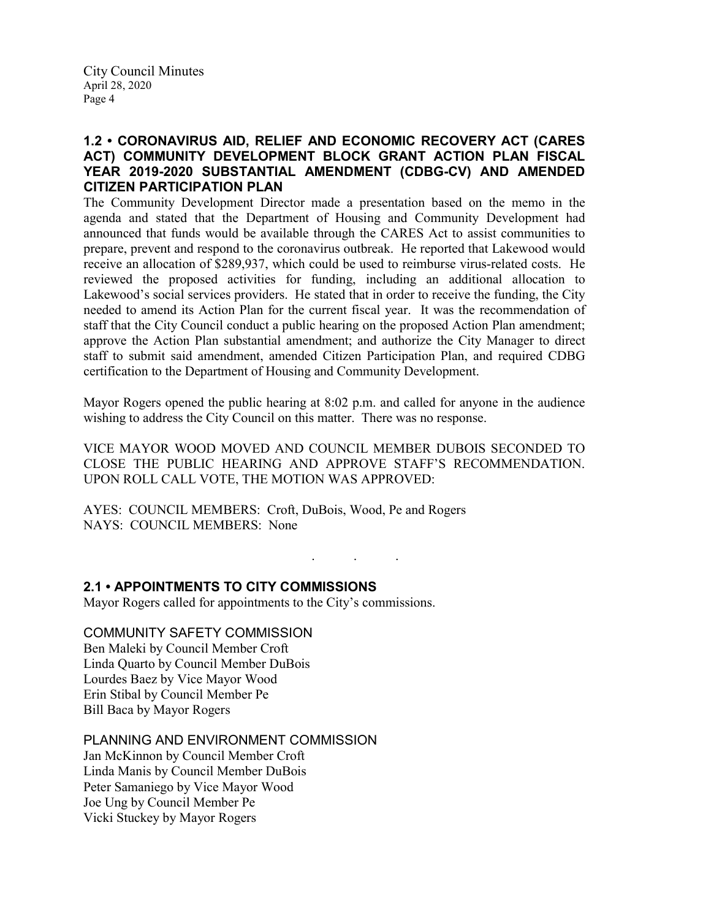## 1.2 • CORONAVIRUS AID, RELIEF AND ECONOMIC RECOVERY ACT (CARES ACT) COMMUNITY DEVELOPMENT BLOCK GRANT ACTION PLAN FISCAL YEAR 2019-2020 SUBSTANTIAL AMENDMENT (CDBG-CV) AND AMENDED CITIZEN PARTICIPATION PLAN

The Community Development Director made a presentation based on the memo in the agenda and stated that the Department of Housing and Community Development had announced that funds would be available through the CARES Act to assist communities to prepare, prevent and respond to the coronavirus outbreak. He reported that Lakewood would receive an allocation of $289,937, which could be used to reimburse virus-related costs. He reviewed the proposed activities for funding, including an additional allocation to Lakewood's social services providers. He stated that in order to receive the funding, the City needed to amend its Action Plan for the current fiscal year. It was the recommendation of staff that the City Council conduct a public hearing on the proposed Action Plan amendment; approve the Action Plan substantial amendment; and authorize the City Manager to direct staff to submit said amendment, amended Citizen Participation Plan, and required CDBG certification to the Department of Housing and Community Development.

Mayor Rogers opened the public hearing at 8:02 p.m. and called for anyone in the audience wishing to address the City Council on this matter. There was no response.

VICE MAYOR WOOD MOVED AND COUNCIL MEMBER DUBOIS SECONDED TO CLOSE THE PUBLIC HEARING AND APPROVE STAFF'S RECOMMENDATION. UPON ROLL CALL VOTE, THE MOTION WAS APPROVED:

AYES: COUNCIL MEMBERS: Croft, DuBois, Wood, Pe and Rogers
NAYS: COUNCIL MEMBERS: None

. . .

## 2.1 • APPOINTMENTS TO CITY COMMISSIONS

Mayor Rogers called for appointments to the City's commissions.

COMMUNITY SAFETY COMMISSION
Ben Maleki by Council Member Croft
Linda Quarto by Council Member DuBois
Lourdes Baez by Vice Mayor Wood
Erin Stibal by Council Member Pe
Bill Baca by Mayor Rogers

PLANNING AND ENVIRONMENT COMMISSION
Jan McKinnon by Council Member Croft
Linda Manis by Council Member DuBois
Peter Samaniego by Vice Mayor Wood
Joe Ung by Council Member Pe
Vicki Stuckey by Mayor Rogers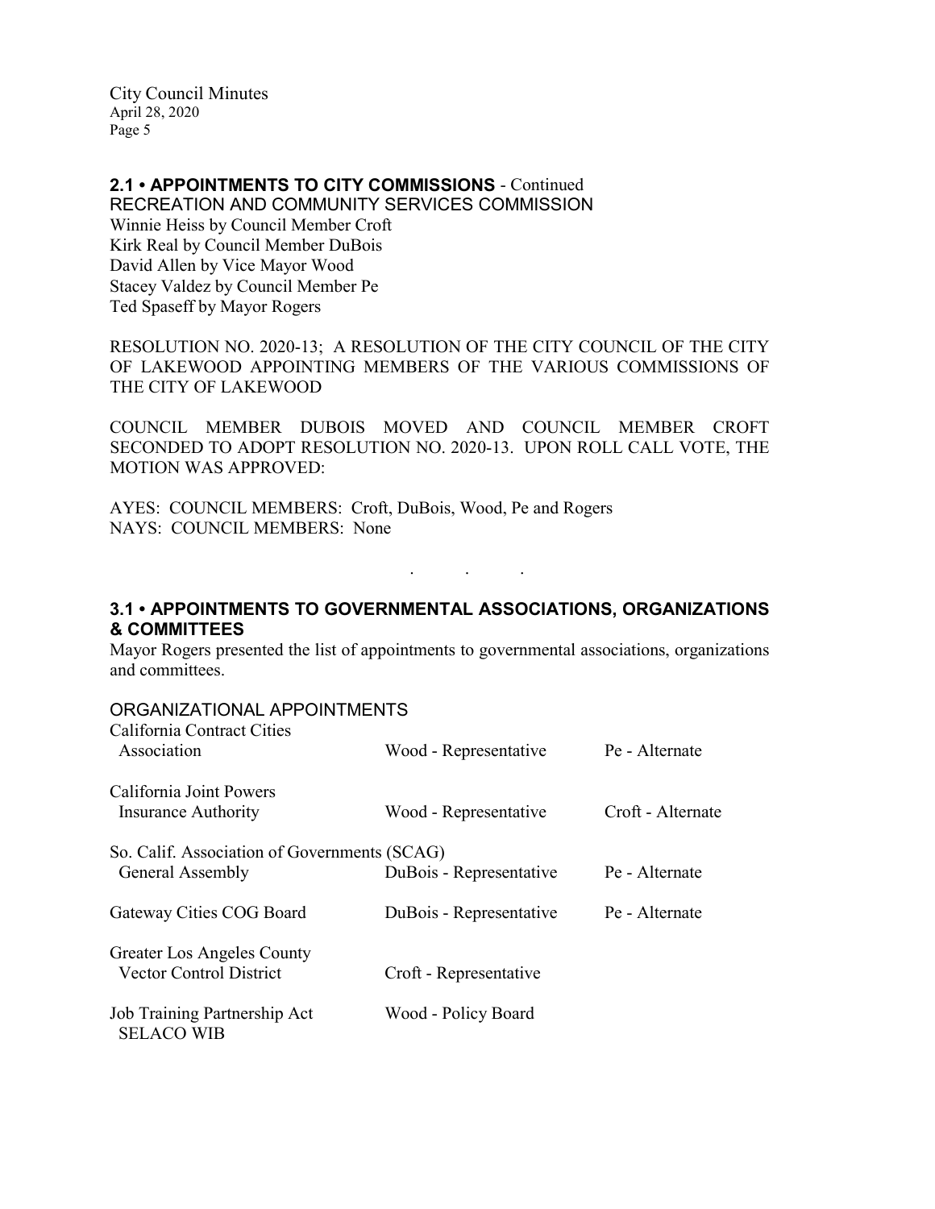## 2.1 • APPOINTMENTS TO CITY COMMISSIONS - Continued

RECREATION AND COMMUNITY SERVICES COMMISSION

Winnie Heiss by Council Member Croft
Kirk Real by Council Member DuBois
David Allen by Vice Mayor Wood
Stacey Valdez by Council Member Pe
Ted Spaseff by Mayor Rogers

RESOLUTION NO. 2020-13; A RESOLUTION OF THE CITY COUNCIL OF THE CITY OF LAKEWOOD APPOINTING MEMBERS OF THE VARIOUS COMMISSIONS OF THE CITY OF LAKEWOOD

COUNCIL MEMBER DUBOIS MOVED AND COUNCIL MEMBER CROFT SECONDED TO ADOPT RESOLUTION NO. 2020-13. UPON ROLL CALL VOTE, THE MOTION WAS APPROVED:

AYES: COUNCIL MEMBERS: Croft, DuBois, Wood, Pe and Rogers
NAYS: COUNCIL MEMBERS: None

. . .

## 3.1 • APPOINTMENTS TO GOVERNMENTAL ASSOCIATIONS, ORGANIZATIONS & COMMITTEES

Mayor Rogers presented the list of appointments to governmental associations, organizations and committees.

ORGANIZATIONAL APPOINTMENTS

| Organization | Representative | Alternate |
|---|---|---|
| California Contract Cities Association | Wood - Representative | Pe - Alternate |
| California Joint Powers Insurance Authority | Wood - Representative | Croft - Alternate |
| So. Calif. Association of Governments (SCAG) General Assembly | DuBois - Representative | Pe - Alternate |
| Gateway Cities COG Board | DuBois - Representative | Pe - Alternate |
| Greater Los Angeles County Vector Control District | Croft - Representative | |
| Job Training Partnership Act SELACO WIB | Wood - Policy Board | |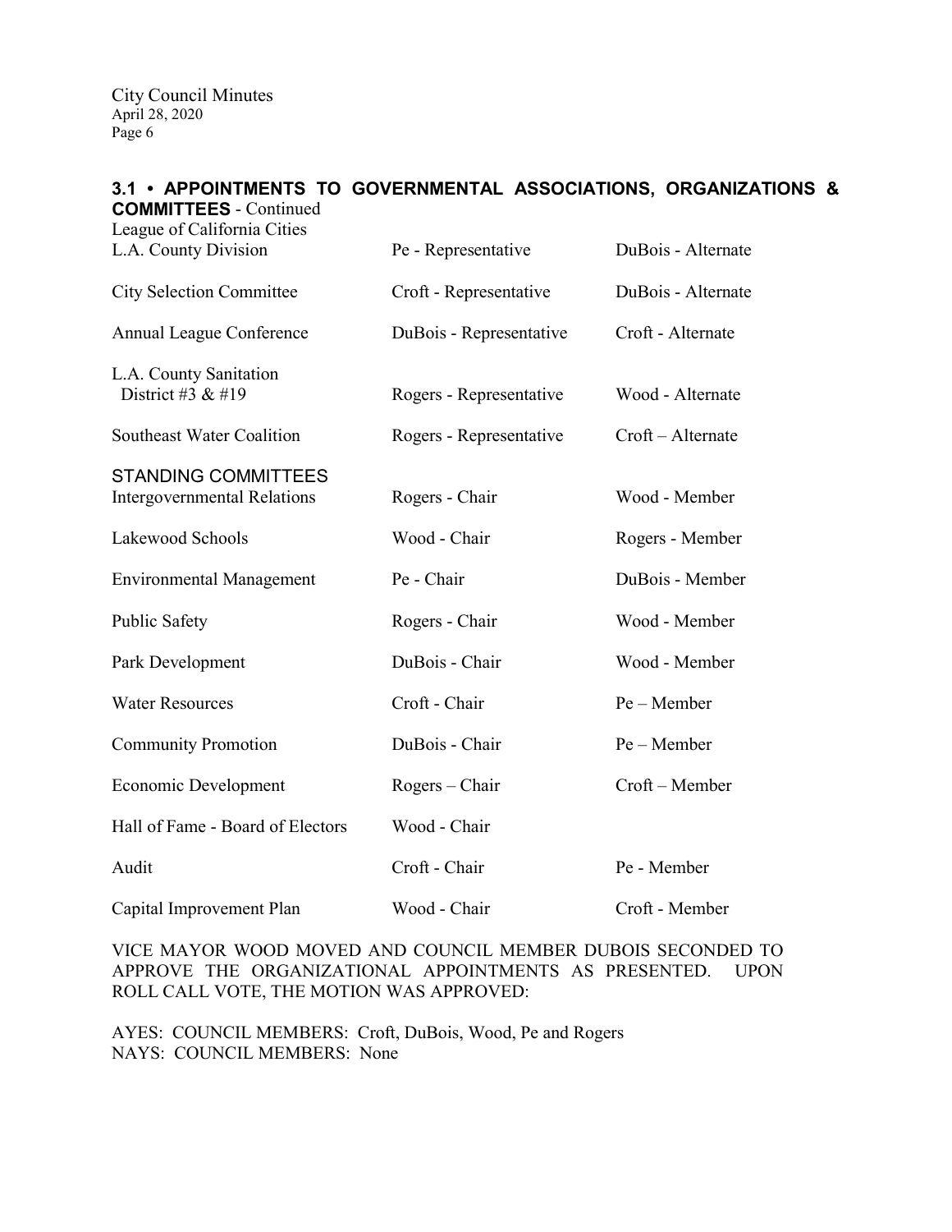### 3.1 • APPOINTMENTS TO GOVERNMENTAL ASSOCIATIONS, ORGANIZATIONS & COMMITTEES - Continued

| | | |
|---|---|---|
| League of California Cities L.A. County Division | Pe - Representative | DuBois - Alternate |
| City Selection Committee | Croft - Representative | DuBois - Alternate |
| Annual League Conference | DuBois - Representative | Croft - Alternate |
| L.A. County Sanitation District #3 & #19 | Rogers - Representative | Wood - Alternate |
| Southeast Water Coalition | Rogers - Representative | Croft – Alternate |

STANDING COMMITTEES

| | | |
|---|---|---|
| Intergovernmental Relations | Rogers - Chair | Wood - Member |
| Lakewood Schools | Wood - Chair | Rogers - Member |
| Environmental Management | Pe - Chair | DuBois - Member |
| Public Safety | Rogers - Chair | Wood - Member |
| Park Development | DuBois - Chair | Wood - Member |
| Water Resources | Croft - Chair | Pe – Member |
| Community Promotion | DuBois - Chair | Pe – Member |
| Economic Development | Rogers – Chair | Croft – Member |
| Hall of Fame - Board of Electors | Wood - Chair | |
| Audit | Croft - Chair | Pe - Member |
| Capital Improvement Plan | Wood - Chair | Croft - Member |

VICE MAYOR WOOD MOVED AND COUNCIL MEMBER DUBOIS SECONDED TO APPROVE THE ORGANIZATIONAL APPOINTMENTS AS PRESENTED. UPON ROLL CALL VOTE, THE MOTION WAS APPROVED:

AYES: COUNCIL MEMBERS: Croft, DuBois, Wood, Pe and Rogers
NAYS: COUNCIL MEMBERS: None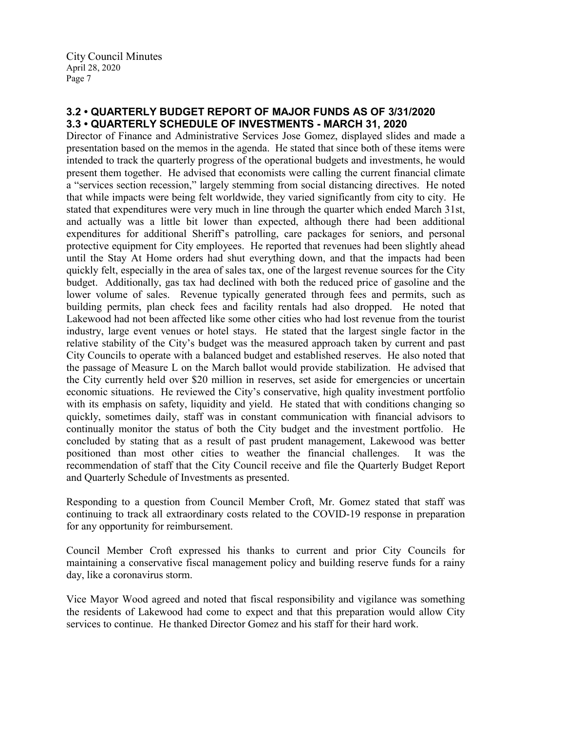### 3.2 • QUARTERLY BUDGET REPORT OF MAJOR FUNDS AS OF 3/31/2020
### 3.3 • QUARTERLY SCHEDULE OF INVESTMENTS - MARCH 31, 2020

Director of Finance and Administrative Services Jose Gomez, displayed slides and made a presentation based on the memos in the agenda. He stated that since both of these items were intended to track the quarterly progress of the operational budgets and investments, he would present them together. He advised that economists were calling the current financial climate a "services section recession," largely stemming from social distancing directives. He noted that while impacts were being felt worldwide, they varied significantly from city to city. He stated that expenditures were very much in line through the quarter which ended March 31st, and actually was a little bit lower than expected, although there had been additional expenditures for additional Sheriff's patrolling, care packages for seniors, and personal protective equipment for City employees. He reported that revenues had been slightly ahead until the Stay At Home orders had shut everything down, and that the impacts had been quickly felt, especially in the area of sales tax, one of the largest revenue sources for the City budget. Additionally, gas tax had declined with both the reduced price of gasoline and the lower volume of sales. Revenue typically generated through fees and permits, such as building permits, plan check fees and facility rentals had also dropped. He noted that Lakewood had not been affected like some other cities who had lost revenue from the tourist industry, large event venues or hotel stays. He stated that the largest single factor in the relative stability of the City's budget was the measured approach taken by current and past City Councils to operate with a balanced budget and established reserves. He also noted that the passage of Measure L on the March ballot would provide stabilization. He advised that the City currently held over $20 million in reserves, set aside for emergencies or uncertain economic situations. He reviewed the City's conservative, high quality investment portfolio with its emphasis on safety, liquidity and yield. He stated that with conditions changing so quickly, sometimes daily, staff was in constant communication with financial advisors to continually monitor the status of both the City budget and the investment portfolio. He concluded by stating that as a result of past prudent management, Lakewood was better positioned than most other cities to weather the financial challenges. It was the recommendation of staff that the City Council receive and file the Quarterly Budget Report and Quarterly Schedule of Investments as presented.

Responding to a question from Council Member Croft, Mr. Gomez stated that staff was continuing to track all extraordinary costs related to the COVID-19 response in preparation for any opportunity for reimbursement.

Council Member Croft expressed his thanks to current and prior City Councils for maintaining a conservative fiscal management policy and building reserve funds for a rainy day, like a coronavirus storm.

Vice Mayor Wood agreed and noted that fiscal responsibility and vigilance was something the residents of Lakewood had come to expect and that this preparation would allow City services to continue. He thanked Director Gomez and his staff for their hard work.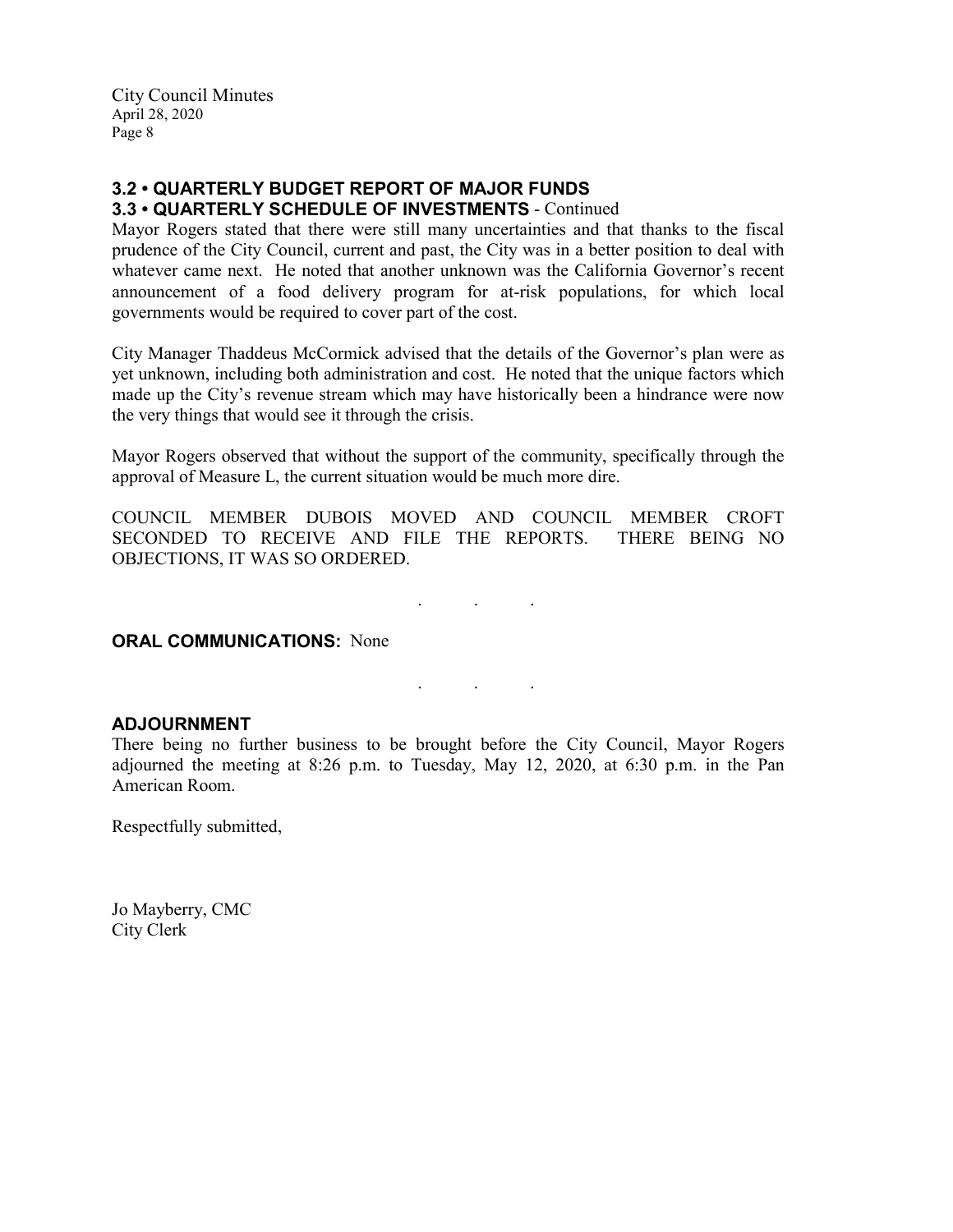### 3.2 • QUARTERLY BUDGET REPORT OF MAJOR FUNDS
### 3.3 • QUARTERLY SCHEDULE OF INVESTMENTS - Continued

Mayor Rogers stated that there were still many uncertainties and that thanks to the fiscal prudence of the City Council, current and past, the City was in a better position to deal with whatever came next. He noted that another unknown was the California Governor's recent announcement of a food delivery program for at-risk populations, for which local governments would be required to cover part of the cost.

City Manager Thaddeus McCormick advised that the details of the Governor's plan were as yet unknown, including both administration and cost. He noted that the unique factors which made up the City's revenue stream which may have historically been a hindrance were now the very things that would see it through the crisis.

Mayor Rogers observed that without the support of the community, specifically through the approval of Measure L, the current situation would be much more dire.

COUNCIL MEMBER DUBOIS MOVED AND COUNCIL MEMBER CROFT SECONDED TO RECEIVE AND FILE THE REPORTS. THERE BEING NO OBJECTIONS, IT WAS SO ORDERED.

. . .

**ORAL COMMUNICATIONS:** None

. . .

### ADJOURNMENT

There being no further business to be brought before the City Council, Mayor Rogers adjourned the meeting at 8:26 p.m. to Tuesday, May 12, 2020, at 6:30 p.m. in the Pan American Room.

Respectfully submitted,

Jo Mayberry, CMC
City Clerk